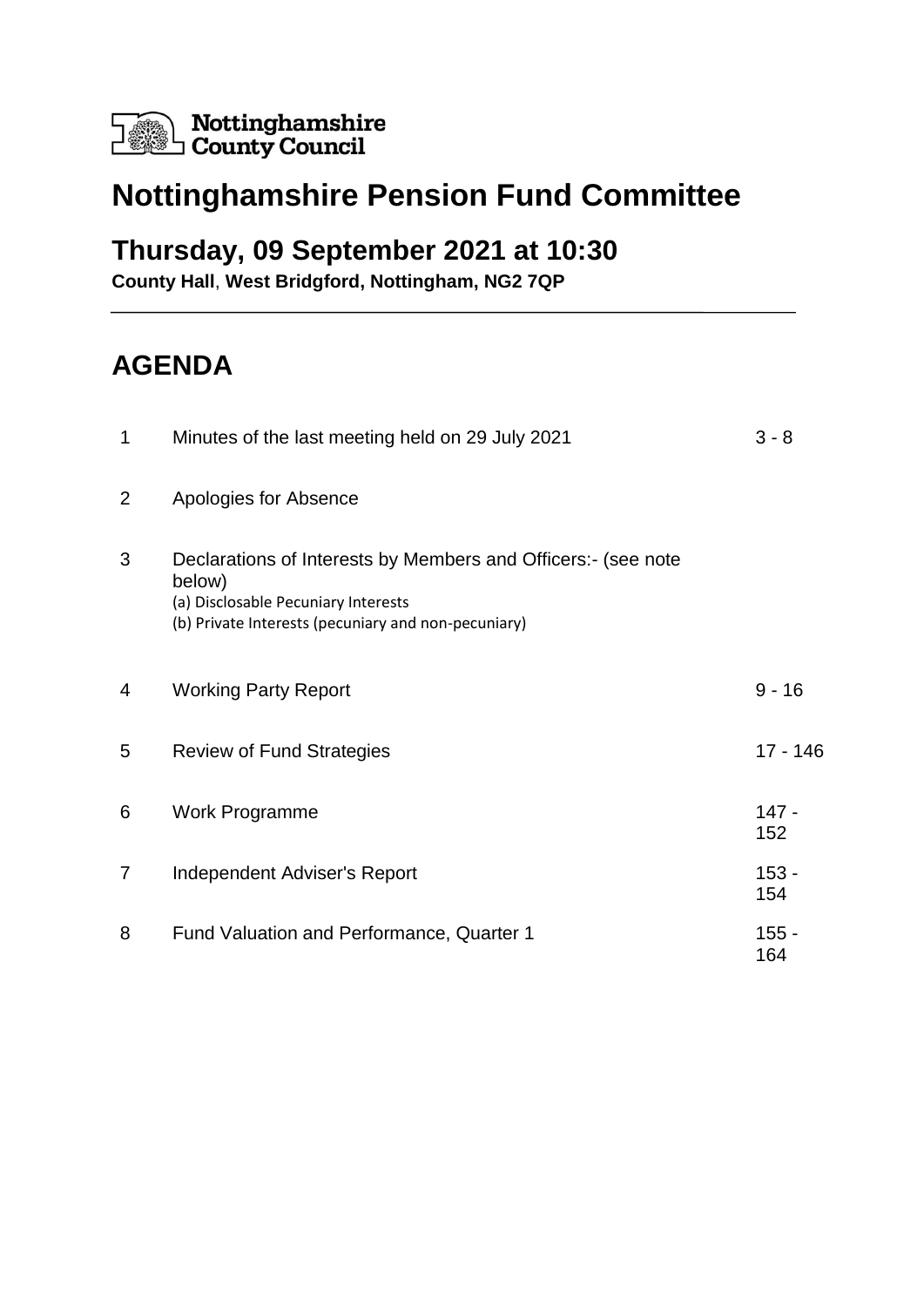Nottinghamshire County Council

# Nottinghamshire Pension Fund Committee

## Thursday, 09 September 2021 at 10:30

**County Hall, West Bridgford, Nottingham, NG2 7QP**

# AGENDA

| | | |
|---|---|---|
| 1 | Minutes of the last meeting held on 29 July 2021 | 3 - 8 |
| 2 | Apologies for Absence | |
| 3 | Declarations of Interests by Members and Officers:- (see note below)<br>(a) Disclosable Pecuniary Interests<br>(b) Private Interests (pecuniary and non-pecuniary) | |
| 4 | Working Party Report | 9 - 16 |
| 5 | Review of Fund Strategies | 17 - 146 |
| 6 | Work Programme | 147 - 152 |
| 7 | Independent Adviser's Report | 153 - 154 |
| 8 | Fund Valuation and Performance, Quarter 1 | 155 - 164 |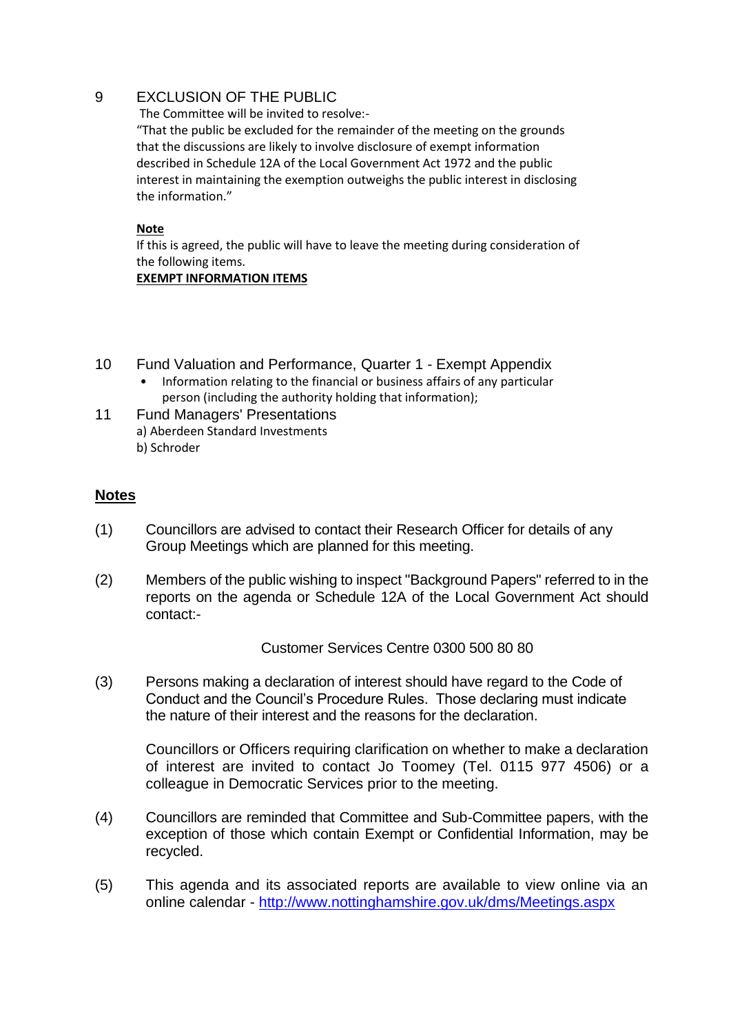9 EXCLUSION OF THE PUBLIC

The Committee will be invited to resolve:-

"That the public be excluded for the remainder of the meeting on the grounds that the discussions are likely to involve disclosure of exempt information described in Schedule 12A of the Local Government Act 1972 and the public interest in maintaining the exemption outweighs the public interest in disclosing the information."

**Note**

If this is agreed, the public will have to leave the meeting during consideration of the following items.

**EXEMPT INFORMATION ITEMS**

10 Fund Valuation and Performance, Quarter 1 - Exempt Appendix

- Information relating to the financial or business affairs of any particular person (including the authority holding that information);

11 Fund Managers' Presentations

a) Aberdeen Standard Investments

b) Schroder

## Notes

(1) Councillors are advised to contact their Research Officer for details of any Group Meetings which are planned for this meeting.

(2) Members of the public wishing to inspect "Background Papers" referred to in the reports on the agenda or Schedule 12A of the Local Government Act should contact:-

Customer Services Centre 0300 500 80 80

(3) Persons making a declaration of interest should have regard to the Code of Conduct and the Council's Procedure Rules. Those declaring must indicate the nature of their interest and the reasons for the declaration.

Councillors or Officers requiring clarification on whether to make a declaration of interest are invited to contact Jo Toomey (Tel. 0115 977 4506) or a colleague in Democratic Services prior to the meeting.

(4) Councillors are reminded that Committee and Sub-Committee papers, with the exception of those which contain Exempt or Confidential Information, may be recycled.

(5) This agenda and its associated reports are available to view online via an online calendar - http://www.nottinghamshire.gov.uk/dms/Meetings.aspx